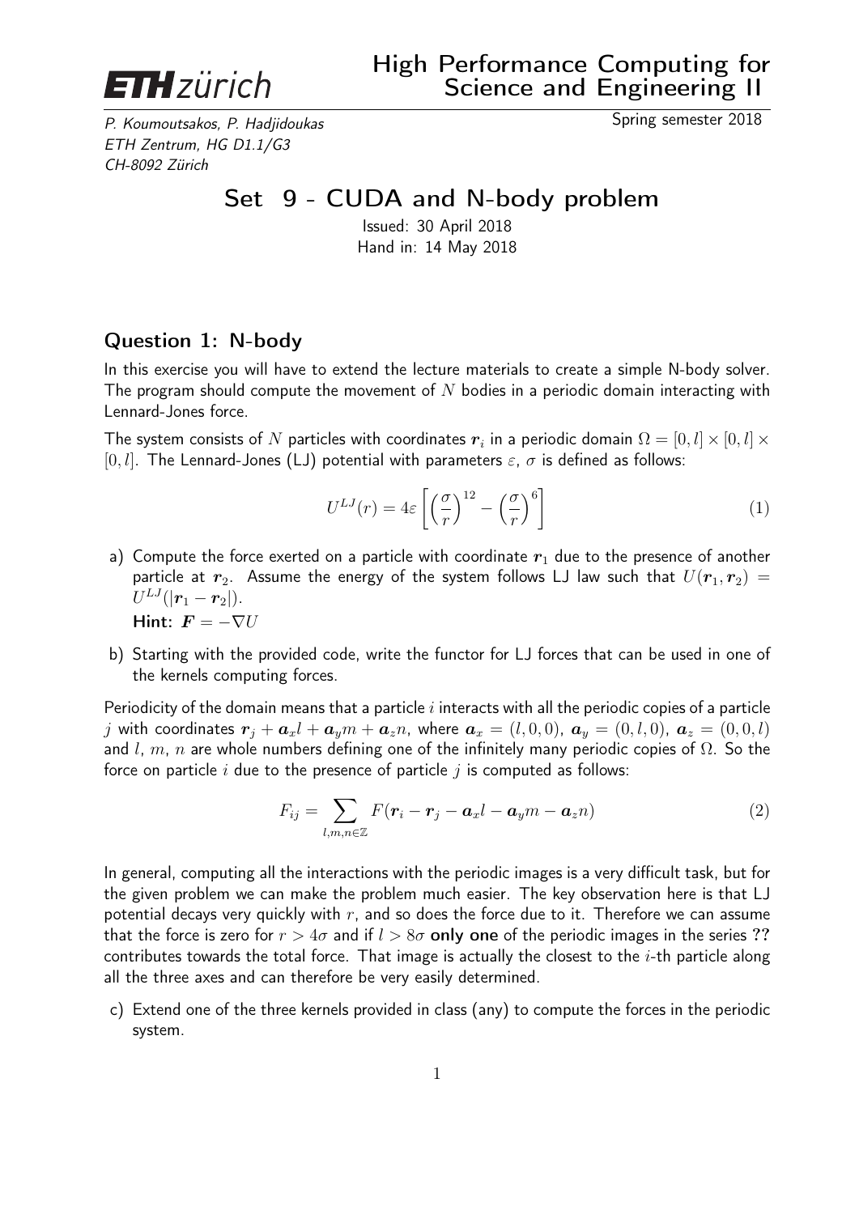ETH zürich

# High Performance Computing for Science and Engineering II

*P. Koumoutsakos, P. Hadjidoukas*
*ETH Zentrum, HG D1.1/G3*
*CH-8092 Zürich*

Spring semester 2018

## Set 9 - CUDA and N-body problem

Issued: 30 April 2018
Hand in: 14 May 2018

### Question 1: N-body

In this exercise you will have to extend the lecture materials to create a simple N-body solver. The program should compute the movement of $N$ bodies in a periodic domain interacting with Lennard-Jones force.

The system consists of $N$ particles with coordinates $\boldsymbol{r}_i$ in a periodic domain $\Omega = [0, l] \times [0, l] \times [0, l]$. The Lennard-Jones (LJ) potential with parameters $\varepsilon$, $\sigma$ is defined as follows:

$$U^{LJ}(r) = 4\varepsilon \left[ \left(\frac{\sigma}{r}\right)^{12} - \left(\frac{\sigma}{r}\right)^{6} \right] \tag{1}$$

a) Compute the force exerted on a particle with coordinate $\boldsymbol{r}_1$ due to the presence of another particle at $\boldsymbol{r}_2$. Assume the energy of the system follows LJ law such that $U(\boldsymbol{r}_1, \boldsymbol{r}_2) = U^{LJ}(|\boldsymbol{r}_1 - \boldsymbol{r}_2|)$.
**Hint:** $\boldsymbol{F} = -\nabla U$

b) Starting with the provided code, write the functor for LJ forces that can be used in one of the kernels computing forces.

Periodicity of the domain means that a particle $i$ interacts with all the periodic copies of a particle $j$ with coordinates $\boldsymbol{r}_j + \boldsymbol{a}_x l + \boldsymbol{a}_y m + \boldsymbol{a}_z n$, where $\boldsymbol{a}_x = (l, 0, 0)$, $\boldsymbol{a}_y = (0, l, 0)$, $\boldsymbol{a}_z = (0, 0, l)$ and $l$, $m$, $n$ are whole numbers defining one of the infinitely many periodic copies of $\Omega$. So the force on particle $i$ due to the presence of particle $j$ is computed as follows:

$$F_{ij} = \sum_{l,m,n \in \mathbb{Z}} F(\boldsymbol{r}_i - \boldsymbol{r}_j - \boldsymbol{a}_x l - \boldsymbol{a}_y m - \boldsymbol{a}_z n) \tag{2}$$

In general, computing all the interactions with the periodic images is a very difficult task, but for the given problem we can make the problem much easier. The key observation here is that LJ potential decays very quickly with $r$, and so does the force due to it. Therefore we can assume that the force is zero for $r > 4\sigma$ and if $l > 8\sigma$ **only one** of the periodic images in the series **??** contributes towards the total force. That image is actually the closest to the $i$-th particle along all the three axes and can therefore be very easily determined.

c) Extend one of the three kernels provided in class (any) to compute the forces in the periodic system.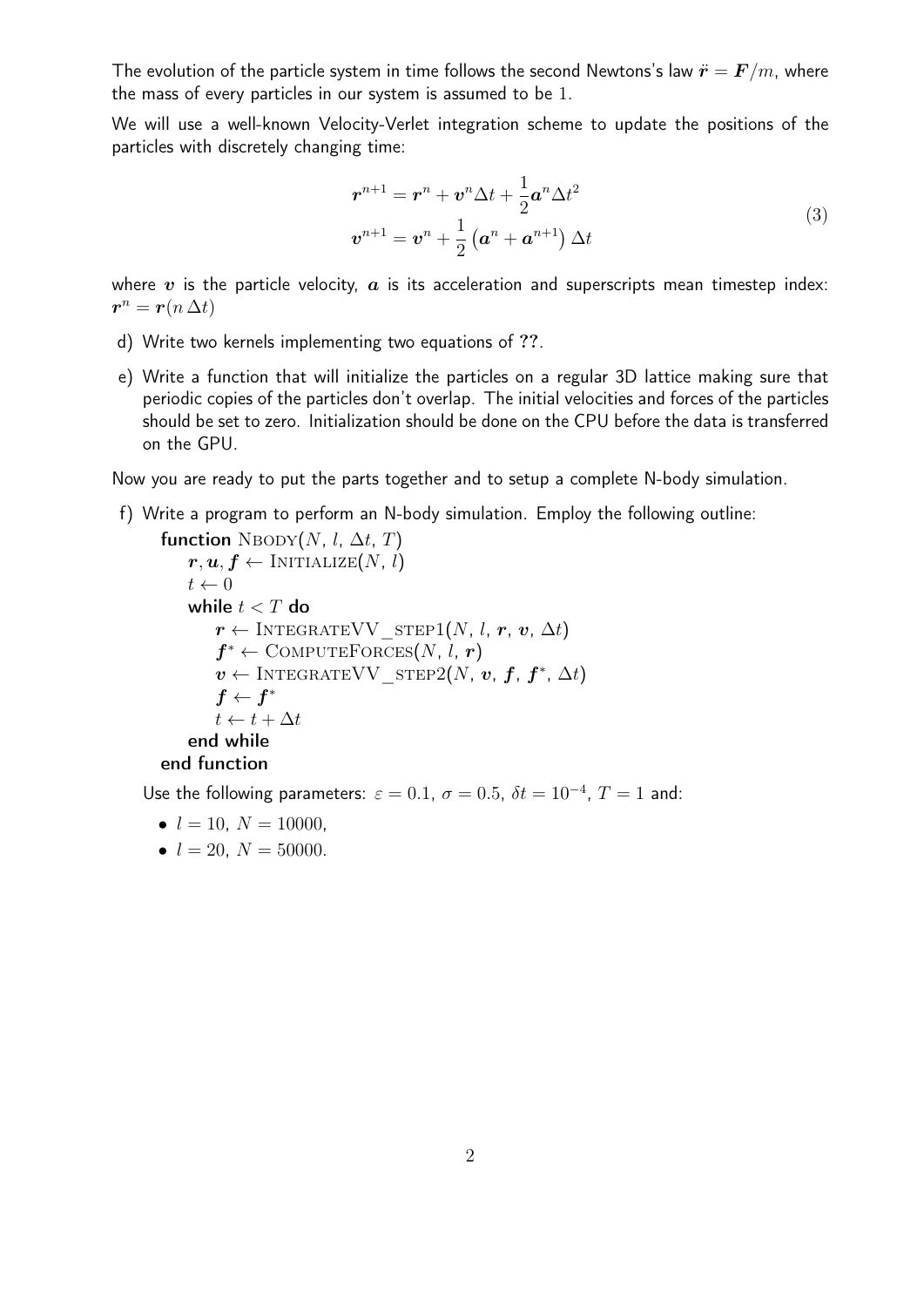The evolution of the particle system in time follows the second Newtons's law $\ddot{\boldsymbol{r}} = \boldsymbol{F}/m$, where the mass of every particles in our system is assumed to be 1.

We will use a well-known Velocity-Verlet integration scheme to update the positions of the particles with discretely changing time:

$$
\begin{aligned}
\boldsymbol{r}^{n+1} &= \boldsymbol{r}^n + \boldsymbol{v}^n \Delta t + \frac{1}{2} \boldsymbol{a}^n \Delta t^2 \\
\boldsymbol{v}^{n+1} &= \boldsymbol{v}^n + \frac{1}{2} \left( \boldsymbol{a}^n + \boldsymbol{a}^{n+1} \right) \Delta t
\end{aligned}
\tag{3}
$$

where $\boldsymbol{v}$ is the particle velocity, $\boldsymbol{a}$ is its acceleration and superscripts mean timestep index: $\boldsymbol{r}^n = \boldsymbol{r}(n\,\Delta t)$

d) Write two kernels implementing two equations of ??.

e) Write a function that will initialize the particles on a regular 3D lattice making sure that periodic copies of the particles don't overlap. The initial velocities and forces of the particles should be set to zero. Initialization should be done on the CPU before the data is transferred on the GPU.

Now you are ready to put the parts together and to setup a complete N-body simulation.

f) Write a program to perform an N-body simulation. Employ the following outline:

```
function NBODY(N, l, Δt, T)
    r, u, f ← INITIALIZE(N, l)
    t ← 0
    while t < T do
        r ← INTEGRATEVV_STEP1(N, l, r, v, Δt)
        f* ← COMPUTEFORCES(N, l, r)
        v ← INTEGRATEVV_STEP2(N, v, f, f*, Δt)
        f ← f*
        t ← t + Δt
    end while
end function
```

Use the following parameters: $\varepsilon = 0.1$, $\sigma = 0.5$, $\delta t = 10^{-4}$, $T = 1$ and:

- $l = 10$, $N = 10000$,
- $l = 20$, $N = 50000$.